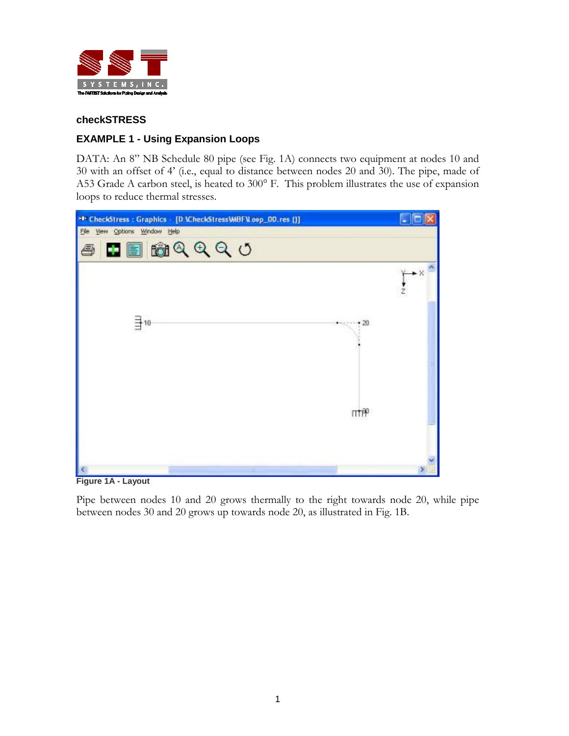## checkSTRESS

## EXAMPLE 1 - Using Expansion Loops

DATA: An 8" NB Schedule 80 pipe (see Fig. 1A) connects two equipment at nodes 10 and 30 with an offset of 4' (i.e., equal to distance between nodes 20 and 30). The pipe, made of A53 Grade A carbon steel, is heated to 300° F. This problem illustrates the use of expansion loops to reduce thermal stresses.

**Figure 1A - Layout**

Pipe between nodes 10 and 20 grows thermally to the right towards node 20, while pipe between nodes 30 and 20 grows up towards node 20, as illustrated in Fig. 1B.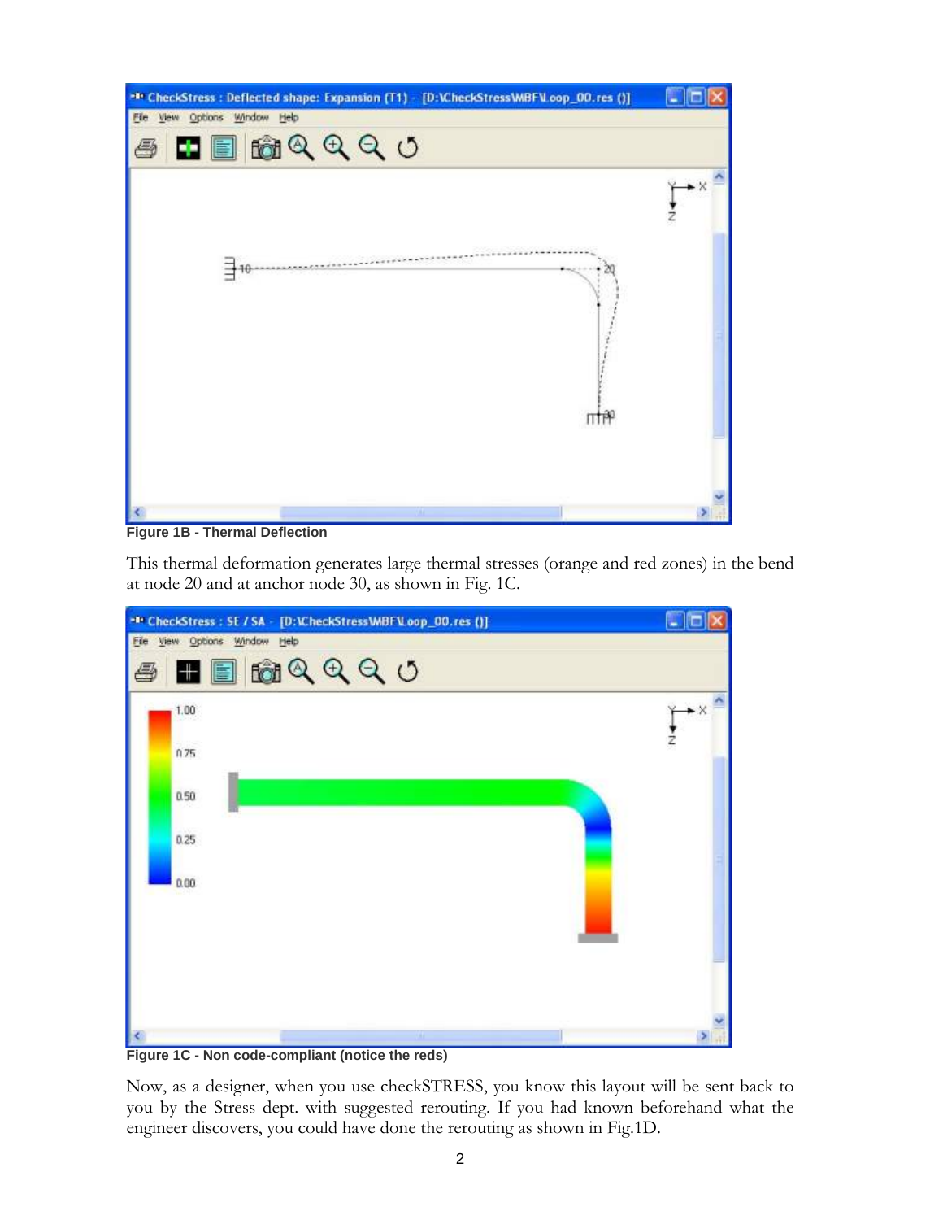Figure 1B - Thermal Deflection

This thermal deformation generates large thermal stresses (orange and red zones) in the bend at node 20 and at anchor node 30, as shown in Fig. 1C.

Figure 1C - Non code-compliant (notice the reds)

Now, as a designer, when you use checkSTRESS, you know this layout will be sent back to you by the Stress dept. with suggested rerouting. If you had known beforehand what the engineer discovers, you could have done the rerouting as shown in Fig.1D.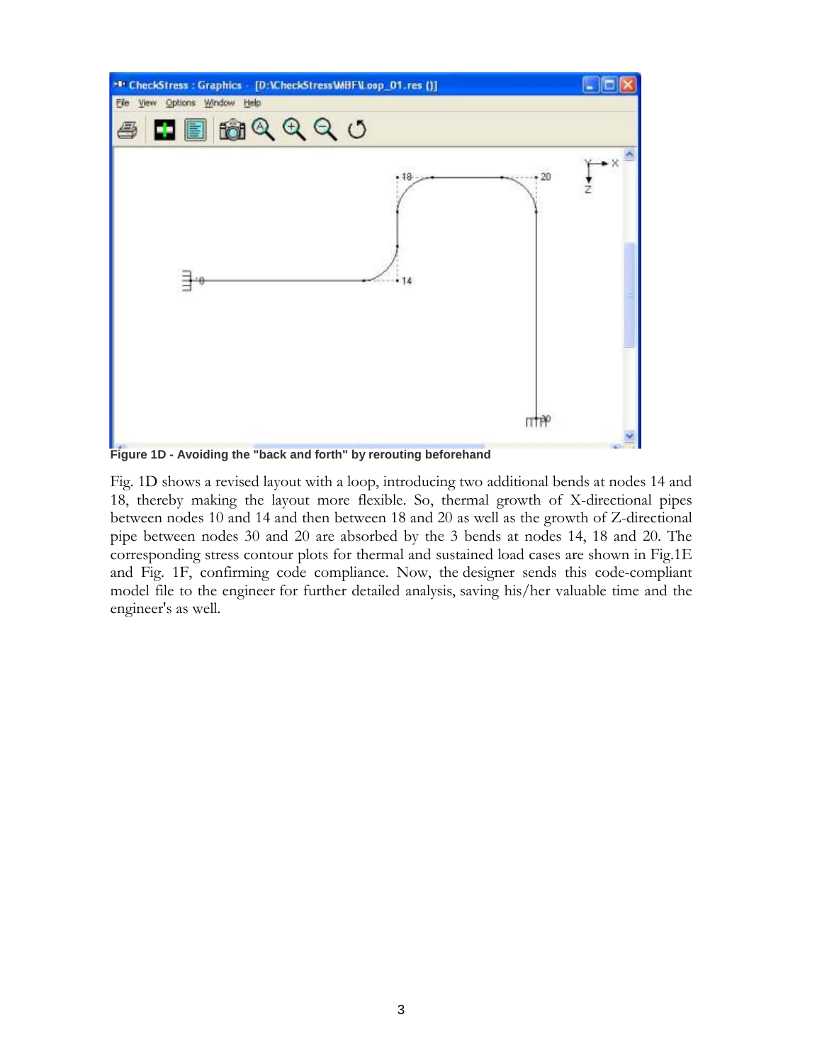**Figure 1D - Avoiding the "back and forth" by rerouting beforehand**

Fig. 1D shows a revised layout with a loop, introducing two additional bends at nodes 14 and 18, thereby making the layout more flexible. So, thermal growth of X-directional pipes between nodes 10 and 14 and then between 18 and 20 as well as the growth of Z-directional pipe between nodes 30 and 20 are absorbed by the 3 bends at nodes 14, 18 and 20. The corresponding stress contour plots for thermal and sustained load cases are shown in Fig.1E and Fig. 1F, confirming code compliance. Now, the designer sends this code-compliant model file to the engineer for further detailed analysis, saving his/her valuable time and the engineer's as well.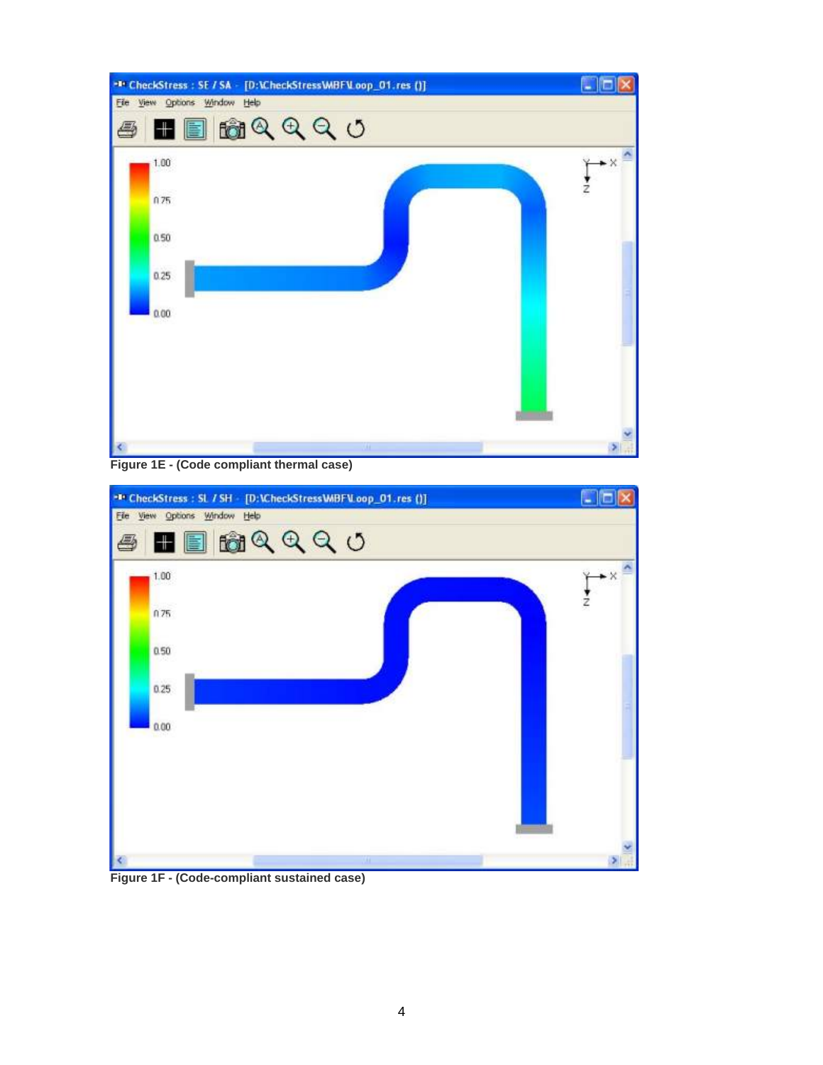CheckStress : SE / SA - [D:\CheckStress\MBF\Loop_01.res ()]

File View Options Window Help

1.00

0.75

0.50

0.25

0.00

Y X

Z

Figure 1E - (Code compliant thermal case)

CheckStress : SL / SH - [D:\CheckStress\MBF\Loop_01.res ()]

File View Options Window Help

1.00

0.75

0.50

0.25

0.00

Y X

Z

Figure 1F - (Code-compliant sustained case)